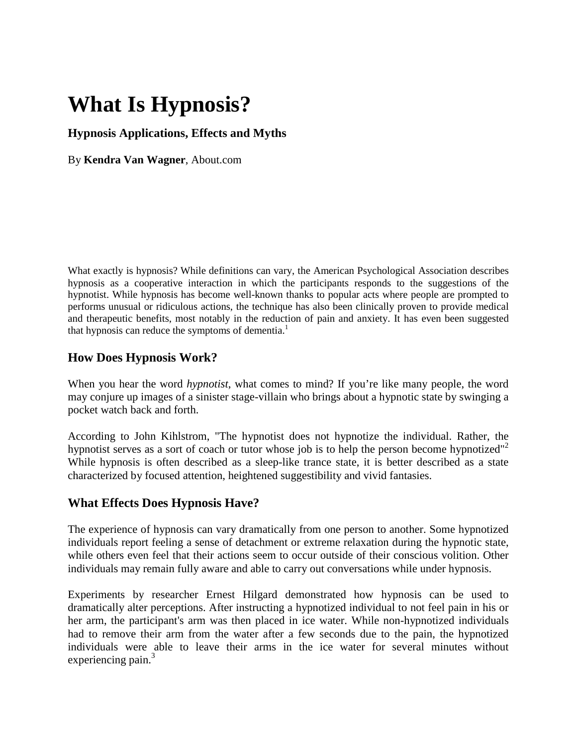# What Is Hypnosis?

### Hypnosis Applications, Effects and Myths

By **Kendra Van Wagner**, About.com

What exactly is hypnosis? While definitions can vary, the American Psychological Association describes hypnosis as a cooperative interaction in which the participants responds to the suggestions of the hypnotist. While hypnosis has become well-known thanks to popular acts where people are prompted to performs unusual or ridiculous actions, the technique has also been clinically proven to provide medical and therapeutic benefits, most notably in the reduction of pain and anxiety. It has even been suggested that hypnosis can reduce the symptoms of dementia.[1]

## How Does Hypnosis Work?

When you hear the word *hypnotist*, what comes to mind? If you're like many people, the word may conjure up images of a sinister stage-villain who brings about a hypnotic state by swinging a pocket watch back and forth.

According to John Kihlstrom, "The hypnotist does not hypnotize the individual. Rather, the hypnotist serves as a sort of coach or tutor whose job is to help the person become hypnotized"[2] While hypnosis is often described as a sleep-like trance state, it is better described as a state characterized by focused attention, heightened suggestibility and vivid fantasies.

## What Effects Does Hypnosis Have?

The experience of hypnosis can vary dramatically from one person to another. Some hypnotized individuals report feeling a sense of detachment or extreme relaxation during the hypnotic state, while others even feel that their actions seem to occur outside of their conscious volition. Other individuals may remain fully aware and able to carry out conversations while under hypnosis.

Experiments by researcher Ernest Hilgard demonstrated how hypnosis can be used to dramatically alter perceptions. After instructing a hypnotized individual to not feel pain in his or her arm, the participant's arm was then placed in ice water. While non-hypnotized individuals had to remove their arm from the water after a few seconds due to the pain, the hypnotized individuals were able to leave their arms in the ice water for several minutes without experiencing pain.[3]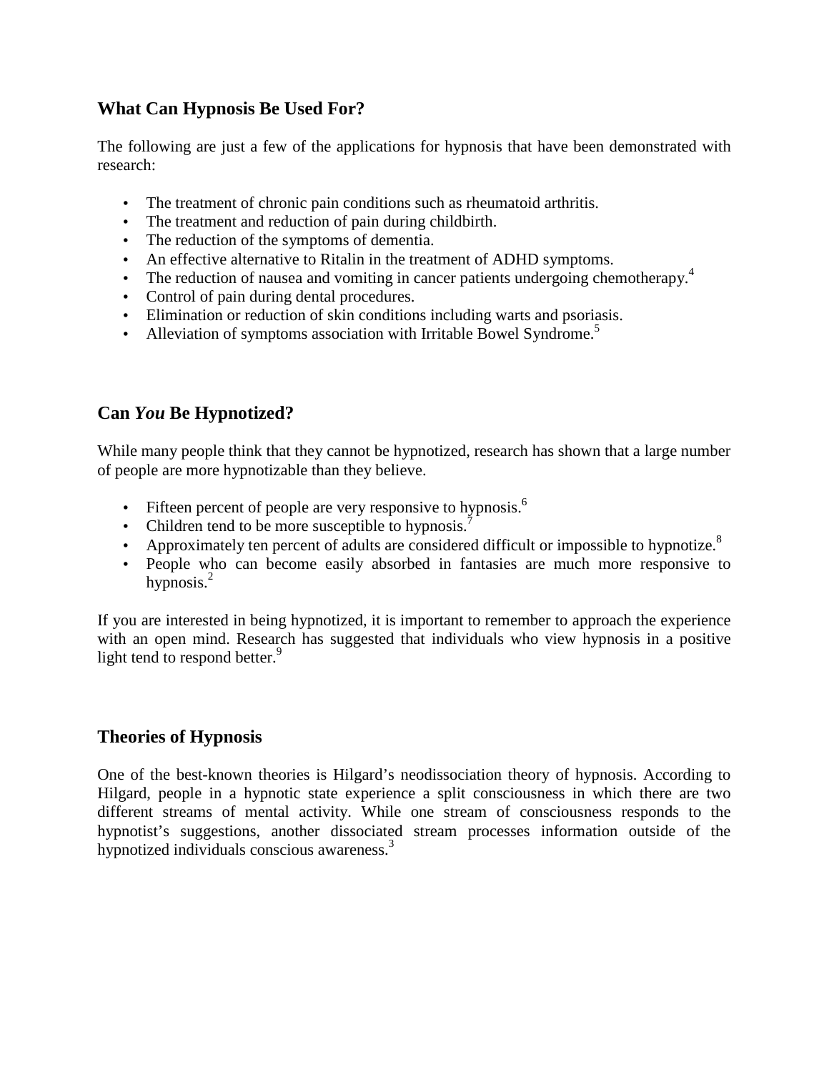## What Can Hypnosis Be Used For?

The following are just a few of the applications for hypnosis that have been demonstrated with research:

- The treatment of chronic pain conditions such as rheumatoid arthritis.
- The treatment and reduction of pain during childbirth.
- The reduction of the symptoms of dementia.
- An effective alternative to Ritalin in the treatment of ADHD symptoms.
- The reduction of nausea and vomiting in cancer patients undergoing chemotherapy.[4]
- Control of pain during dental procedures.
- Elimination or reduction of skin conditions including warts and psoriasis.
- Alleviation of symptoms association with Irritable Bowel Syndrome.[5]

## Can *You* Be Hypnotized?

While many people think that they cannot be hypnotized, research has shown that a large number of people are more hypnotizable than they believe.

- Fifteen percent of people are very responsive to hypnosis.[6]
- Children tend to be more susceptible to hypnosis.[7]
- Approximately ten percent of adults are considered difficult or impossible to hypnotize.[8]
- People who can become easily absorbed in fantasies are much more responsive to hypnosis.[2]

If you are interested in being hypnotized, it is important to remember to approach the experience with an open mind. Research has suggested that individuals who view hypnosis in a positive light tend to respond better.[9]

## Theories of Hypnosis

One of the best-known theories is Hilgard's neodissociation theory of hypnosis. According to Hilgard, people in a hypnotic state experience a split consciousness in which there are two different streams of mental activity. While one stream of consciousness responds to the hypnotist's suggestions, another dissociated stream processes information outside of the hypnotized individuals conscious awareness.[3]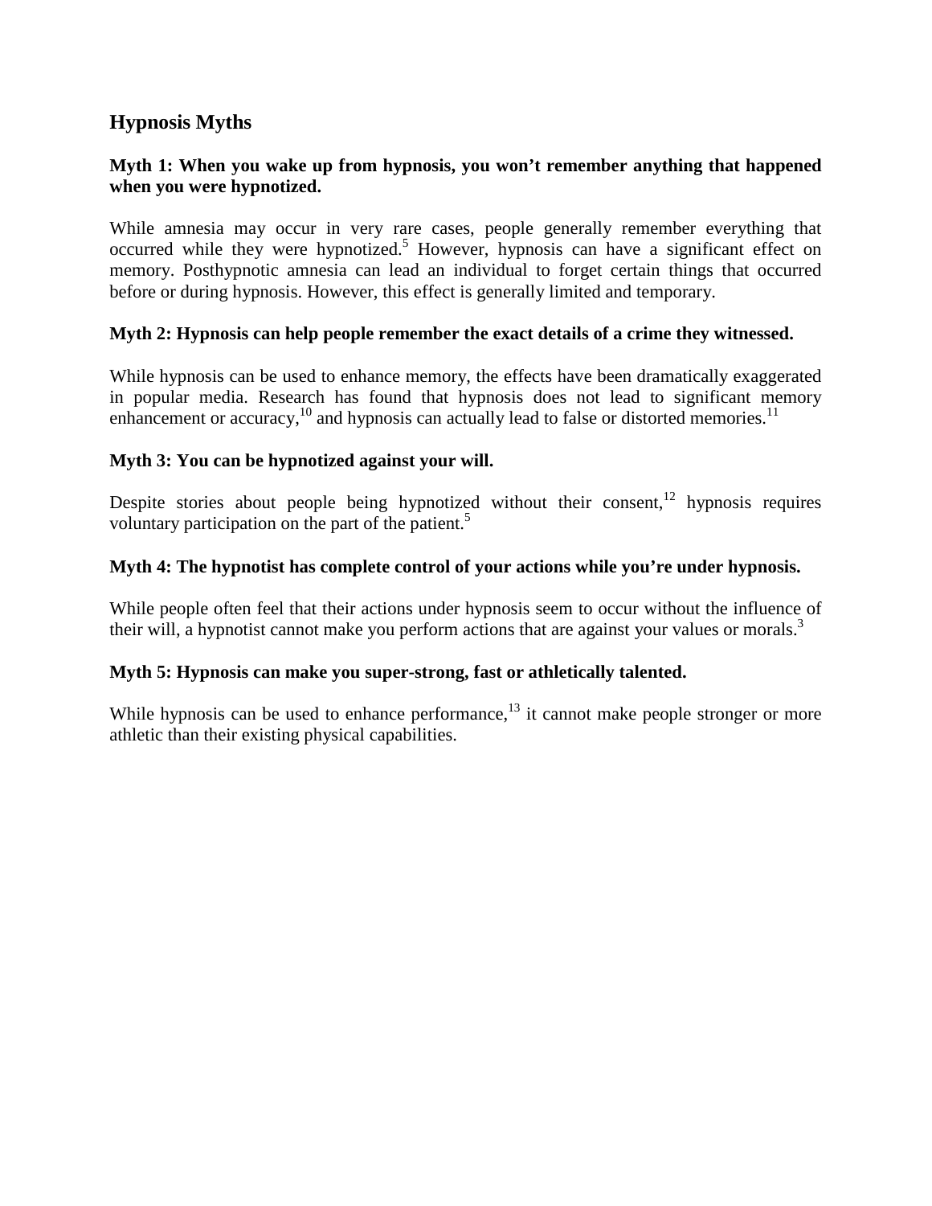## Hypnosis Myths

**Myth 1: When you wake up from hypnosis, you won't remember anything that happened when you were hypnotized.**

While amnesia may occur in very rare cases, people generally remember everything that occurred while they were hypnotized.[5] However, hypnosis can have a significant effect on memory. Posthypnotic amnesia can lead an individual to forget certain things that occurred before or during hypnosis. However, this effect is generally limited and temporary.

**Myth 2: Hypnosis can help people remember the exact details of a crime they witnessed.**

While hypnosis can be used to enhance memory, the effects have been dramatically exaggerated in popular media. Research has found that hypnosis does not lead to significant memory enhancement or accuracy,[10] and hypnosis can actually lead to false or distorted memories.[11]

**Myth 3: You can be hypnotized against your will.**

Despite stories about people being hypnotized without their consent,[12] hypnosis requires voluntary participation on the part of the patient.[5]

**Myth 4: The hypnotist has complete control of your actions while you're under hypnosis.**

While people often feel that their actions under hypnosis seem to occur without the influence of their will, a hypnotist cannot make you perform actions that are against your values or morals.[3]

**Myth 5: Hypnosis can make you super-strong, fast or athletically talented.**

While hypnosis can be used to enhance performance,[13] it cannot make people stronger or more athletic than their existing physical capabilities.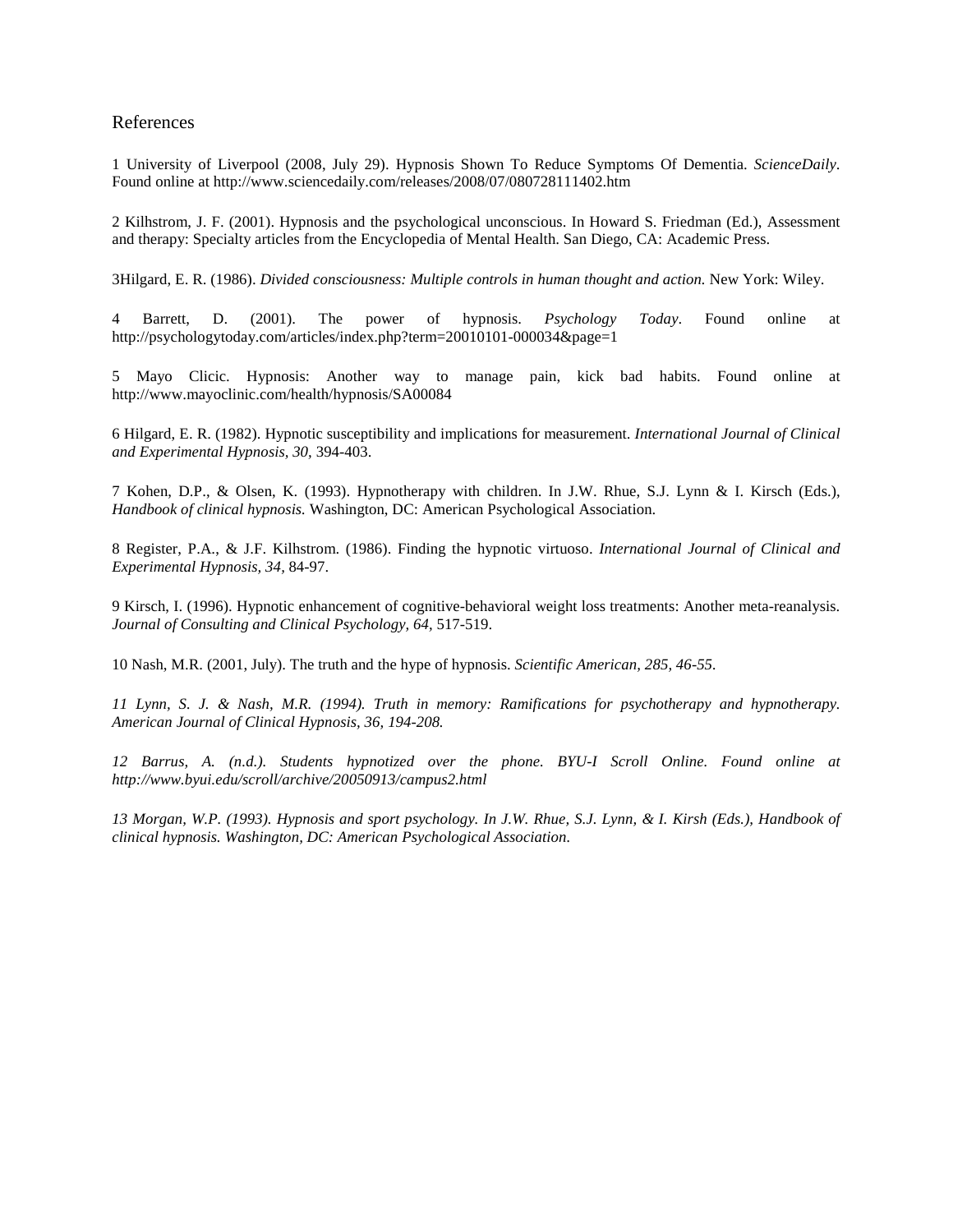# References

1 University of Liverpool (2008, July 29). Hypnosis Shown To Reduce Symptoms Of Dementia. *ScienceDaily*. Found online at http://www.sciencedaily.com/releases/2008/07/080728111402.htm

2 Kilhstrom, J. F. (2001). Hypnosis and the psychological unconscious. In Howard S. Friedman (Ed.), Assessment and therapy: Specialty articles from the Encyclopedia of Mental Health. San Diego, CA: Academic Press.

3Hilgard, E. R. (1986). *Divided consciousness: Multiple controls in human thought and action.* New York: Wiley.

4 Barrett, D. (2001). The power of hypnosis. *Psychology Today*. Found online at http://psychologytoday.com/articles/index.php?term=20010101-000034&page=1

5 Mayo Clicic. Hypnosis: Another way to manage pain, kick bad habits. Found online at http://www.mayoclinic.com/health/hypnosis/SA00084

6 Hilgard, E. R. (1982). Hypnotic susceptibility and implications for measurement. *International Journal of Clinical and Experimental Hypnosis, 30,* 394-403.

7 Kohen, D.P., & Olsen, K. (1993). Hypnotherapy with children. In J.W. Rhue, S.J. Lynn & I. Kirsch (Eds.), *Handbook of clinical hypnosis.* Washington, DC: American Psychological Association.

8 Register, P.A., & J.F. Kilhstrom. (1986). Finding the hypnotic virtuoso. *International Journal of Clinical and Experimental Hypnosis, 34,* 84-97.

9 Kirsch, I. (1996). Hypnotic enhancement of cognitive-behavioral weight loss treatments: Another meta-reanalysis. *Journal of Consulting and Clinical Psychology, 64,* 517-519.

10 Nash, M.R. (2001, July). The truth and the hype of hypnosis. *Scientific American, 285, 46-55.*

*11 Lynn, S. J. & Nash, M.R. (1994). Truth in memory: Ramifications for psychotherapy and hypnotherapy. American Journal of Clinical Hypnosis, 36, 194-208.*

*12 Barrus, A. (n.d.). Students hypnotized over the phone. BYU-I Scroll Online. Found online at http://www.byui.edu/scroll/archive/20050913/campus2.html*

*13 Morgan, W.P. (1993). Hypnosis and sport psychology. In J.W. Rhue, S.J. Lynn, & I. Kirsh (Eds.), Handbook of clinical hypnosis. Washington, DC: American Psychological Association.*